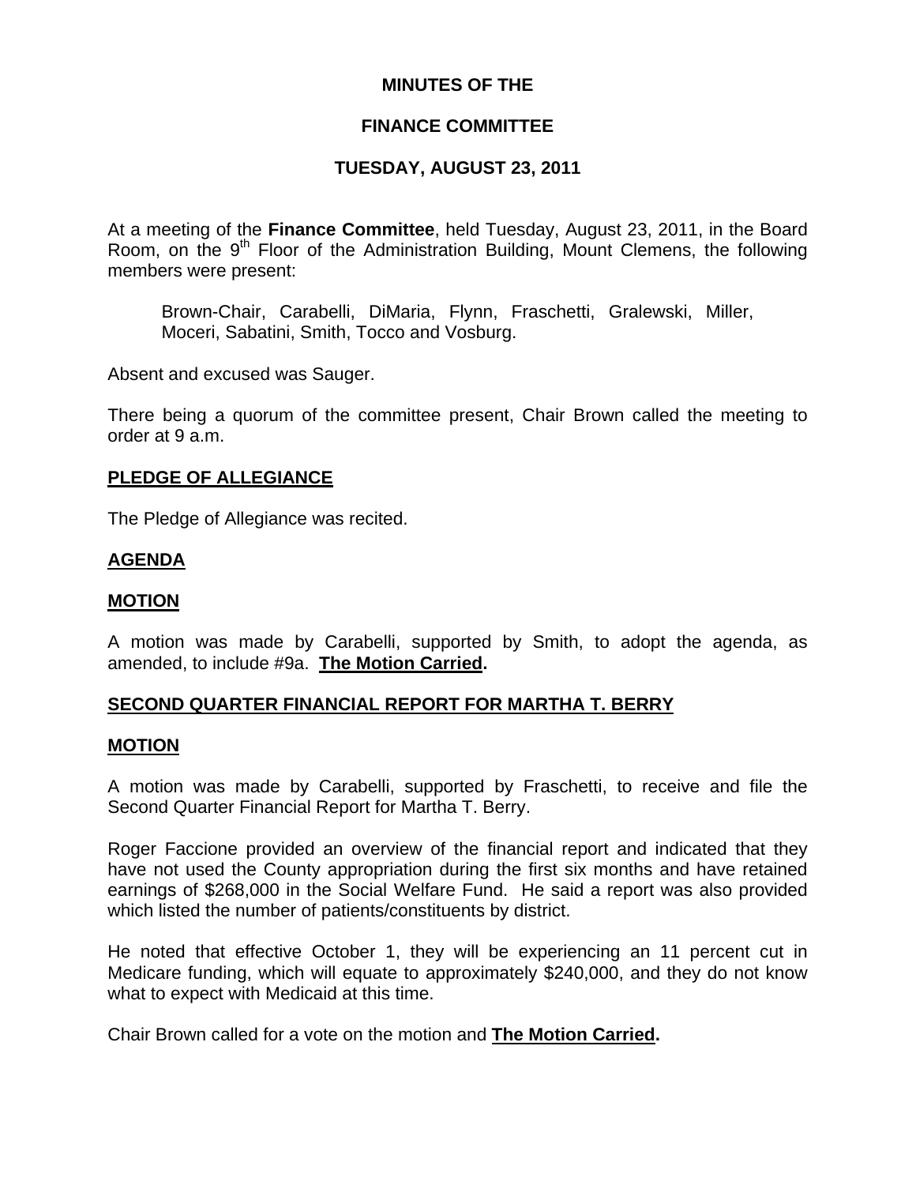# MINUTES OF THE

# FINANCE COMMITTEE

# TUESDAY, AUGUST 23, 2011

At a meeting of the **Finance Committee**, held Tuesday, August 23, 2011, in the Board Room, on the 9th Floor of the Administration Building, Mount Clemens, the following members were present:

> Brown-Chair, Carabelli, DiMaria, Flynn, Fraschetti, Gralewski, Miller, Moceri, Sabatini, Smith, Tocco and Vosburg.

Absent and excused was Sauger.

There being a quorum of the committee present, Chair Brown called the meeting to order at 9 a.m.

## PLEDGE OF ALLEGIANCE

The Pledge of Allegiance was recited.

## AGENDA

## MOTION

A motion was made by Carabelli, supported by Smith, to adopt the agenda, as amended, to include #9a. **The Motion Carried.**

## SECOND QUARTER FINANCIAL REPORT FOR MARTHA T. BERRY

## MOTION

A motion was made by Carabelli, supported by Fraschetti, to receive and file the Second Quarter Financial Report for Martha T. Berry.

Roger Faccione provided an overview of the financial report and indicated that they have not used the County appropriation during the first six months and have retained earnings of $268,000 in the Social Welfare Fund. He said a report was also provided which listed the number of patients/constituents by district.

He noted that effective October 1, they will be experiencing an 11 percent cut in Medicare funding, which will equate to approximately $240,000, and they do not know what to expect with Medicaid at this time.

Chair Brown called for a vote on the motion and **The Motion Carried.**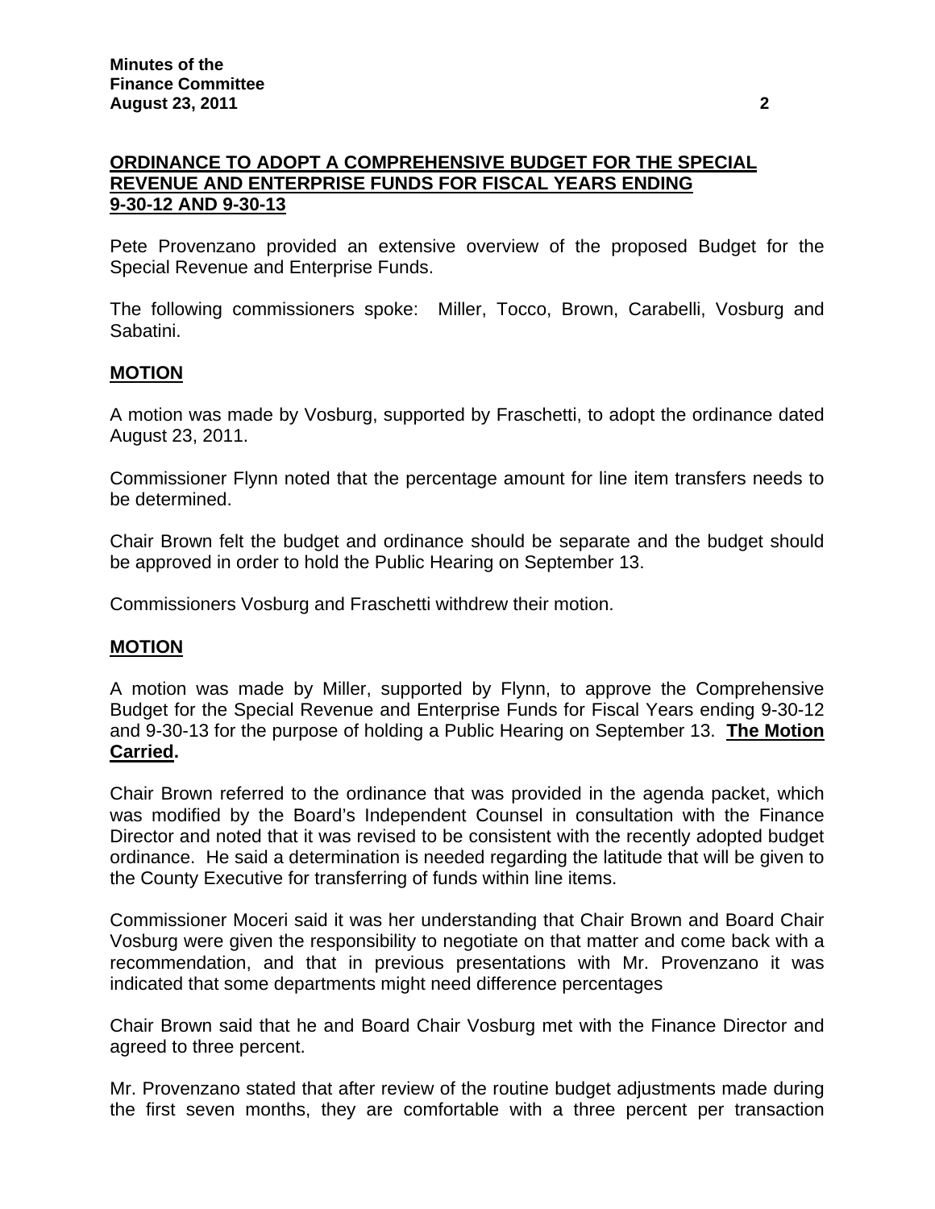**ORDINANCE TO ADOPT A COMPREHENSIVE BUDGET FOR THE SPECIAL REVENUE AND ENTERPRISE FUNDS FOR FISCAL YEARS ENDING 9-30-12 AND 9-30-13**

Pete Provenzano provided an extensive overview of the proposed Budget for the Special Revenue and Enterprise Funds.

The following commissioners spoke: Miller, Tocco, Brown, Carabelli, Vosburg and Sabatini.

**MOTION**

A motion was made by Vosburg, supported by Fraschetti, to adopt the ordinance dated August 23, 2011.

Commissioner Flynn noted that the percentage amount for line item transfers needs to be determined.

Chair Brown felt the budget and ordinance should be separate and the budget should be approved in order to hold the Public Hearing on September 13.

Commissioners Vosburg and Fraschetti withdrew their motion.

**MOTION**

A motion was made by Miller, supported by Flynn, to approve the Comprehensive Budget for the Special Revenue and Enterprise Funds for Fiscal Years ending 9-30-12 and 9-30-13 for the purpose of holding a Public Hearing on September 13. **The Motion Carried.**

Chair Brown referred to the ordinance that was provided in the agenda packet, which was modified by the Board's Independent Counsel in consultation with the Finance Director and noted that it was revised to be consistent with the recently adopted budget ordinance. He said a determination is needed regarding the latitude that will be given to the County Executive for transferring of funds within line items.

Commissioner Moceri said it was her understanding that Chair Brown and Board Chair Vosburg were given the responsibility to negotiate on that matter and come back with a recommendation, and that in previous presentations with Mr. Provenzano it was indicated that some departments might need difference percentages

Chair Brown said that he and Board Chair Vosburg met with the Finance Director and agreed to three percent.

Mr. Provenzano stated that after review of the routine budget adjustments made during the first seven months, they are comfortable with a three percent per transaction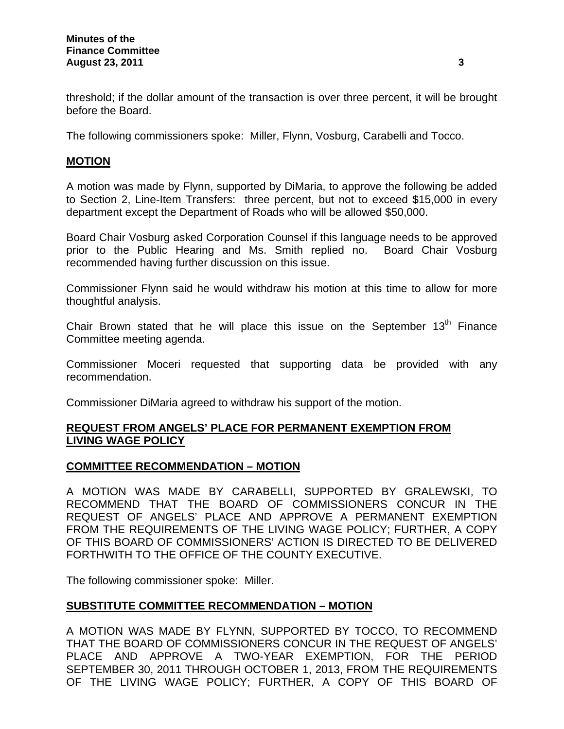threshold; if the dollar amount of the transaction is over three percent, it will be brought before the Board.

The following commissioners spoke: Miller, Flynn, Vosburg, Carabelli and Tocco.

**MOTION**

A motion was made by Flynn, supported by DiMaria, to approve the following be added to Section 2, Line-Item Transfers: three percent, but not to exceed $15,000 in every department except the Department of Roads who will be allowed $50,000.

Board Chair Vosburg asked Corporation Counsel if this language needs to be approved prior to the Public Hearing and Ms. Smith replied no. Board Chair Vosburg recommended having further discussion on this issue.

Commissioner Flynn said he would withdraw his motion at this time to allow for more thoughtful analysis.

Chair Brown stated that he will place this issue on the September 13th Finance Committee meeting agenda.

Commissioner Moceri requested that supporting data be provided with any recommendation.

Commissioner DiMaria agreed to withdraw his support of the motion.

**REQUEST FROM ANGELS' PLACE FOR PERMANENT EXEMPTION FROM LIVING WAGE POLICY**

**COMMITTEE RECOMMENDATION – MOTION**

A MOTION WAS MADE BY CARABELLI, SUPPORTED BY GRALEWSKI, TO RECOMMEND THAT THE BOARD OF COMMISSIONERS CONCUR IN THE REQUEST OF ANGELS' PLACE AND APPROVE A PERMANENT EXEMPTION FROM THE REQUIREMENTS OF THE LIVING WAGE POLICY; FURTHER, A COPY OF THIS BOARD OF COMMISSIONERS' ACTION IS DIRECTED TO BE DELIVERED FORTHWITH TO THE OFFICE OF THE COUNTY EXECUTIVE.

The following commissioner spoke: Miller.

**SUBSTITUTE COMMITTEE RECOMMENDATION – MOTION**

A MOTION WAS MADE BY FLYNN, SUPPORTED BY TOCCO, TO RECOMMEND THAT THE BOARD OF COMMISSIONERS CONCUR IN THE REQUEST OF ANGELS' PLACE AND APPROVE A TWO-YEAR EXEMPTION, FOR THE PERIOD SEPTEMBER 30, 2011 THROUGH OCTOBER 1, 2013, FROM THE REQUIREMENTS OF THE LIVING WAGE POLICY; FURTHER, A COPY OF THIS BOARD OF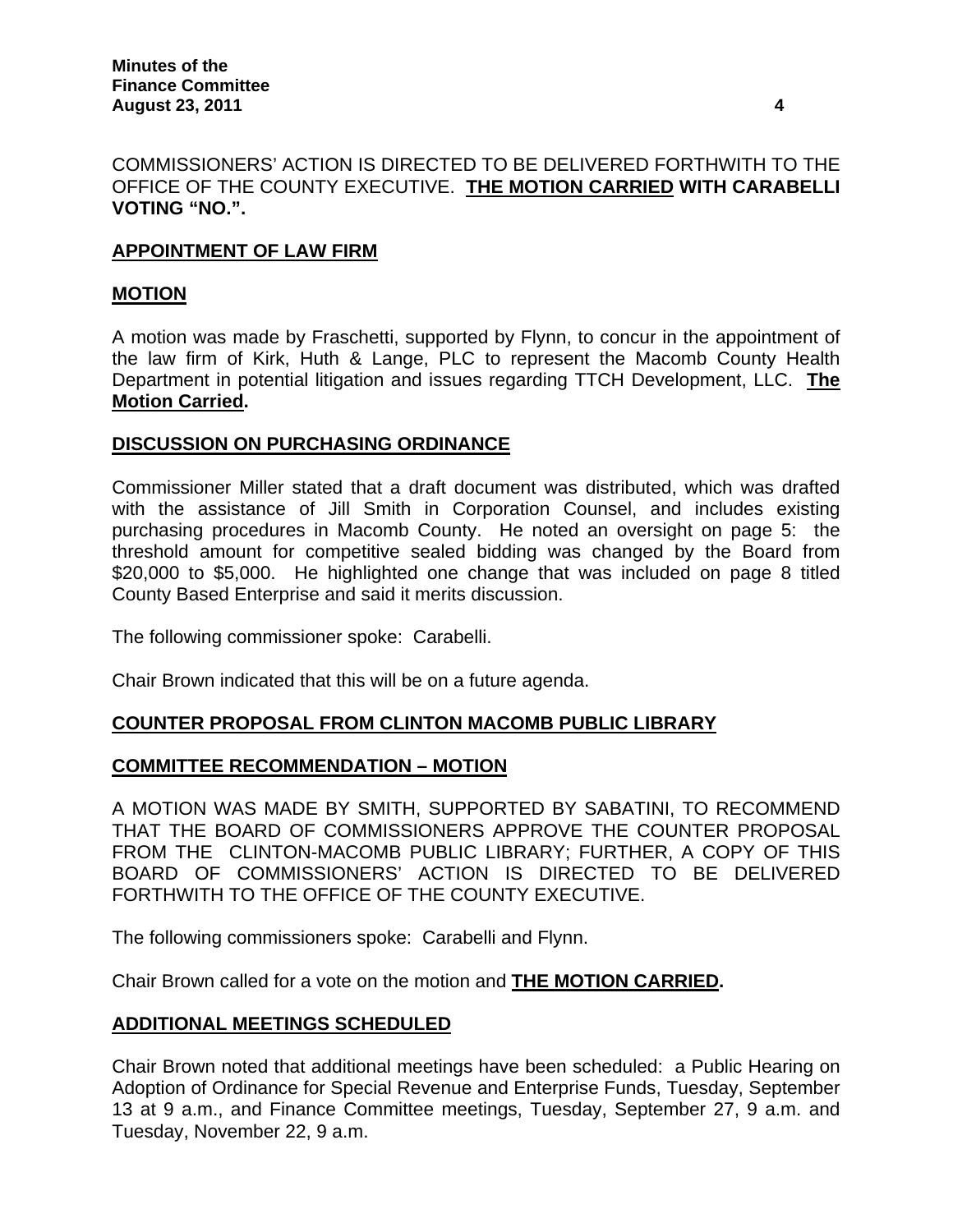COMMISSIONERS' ACTION IS DIRECTED TO BE DELIVERED FORTHWITH TO THE OFFICE OF THE COUNTY EXECUTIVE. **THE MOTION CARRIED WITH CARABELLI VOTING "NO.".**

## APPOINTMENT OF LAW FIRM

### MOTION

A motion was made by Fraschetti, supported by Flynn, to concur in the appointment of the law firm of Kirk, Huth & Lange, PLC to represent the Macomb County Health Department in potential litigation and issues regarding TTCH Development, LLC. **The Motion Carried.**

## DISCUSSION ON PURCHASING ORDINANCE

Commissioner Miller stated that a draft document was distributed, which was drafted with the assistance of Jill Smith in Corporation Counsel, and includes existing purchasing procedures in Macomb County. He noted an oversight on page 5: the threshold amount for competitive sealed bidding was changed by the Board from \$20,000 to \$5,000. He highlighted one change that was included on page 8 titled County Based Enterprise and said it merits discussion.

The following commissioner spoke: Carabelli.

Chair Brown indicated that this will be on a future agenda.

## COUNTER PROPOSAL FROM CLINTON MACOMB PUBLIC LIBRARY

### COMMITTEE RECOMMENDATION – MOTION

A MOTION WAS MADE BY SMITH, SUPPORTED BY SABATINI, TO RECOMMEND THAT THE BOARD OF COMMISSIONERS APPROVE THE COUNTER PROPOSAL FROM THE CLINTON-MACOMB PUBLIC LIBRARY; FURTHER, A COPY OF THIS BOARD OF COMMISSIONERS' ACTION IS DIRECTED TO BE DELIVERED FORTHWITH TO THE OFFICE OF THE COUNTY EXECUTIVE.

The following commissioners spoke: Carabelli and Flynn.

Chair Brown called for a vote on the motion and **THE MOTION CARRIED.**

## ADDITIONAL MEETINGS SCHEDULED

Chair Brown noted that additional meetings have been scheduled: a Public Hearing on Adoption of Ordinance for Special Revenue and Enterprise Funds, Tuesday, September 13 at 9 a.m., and Finance Committee meetings, Tuesday, September 27, 9 a.m. and Tuesday, November 22, 9 a.m.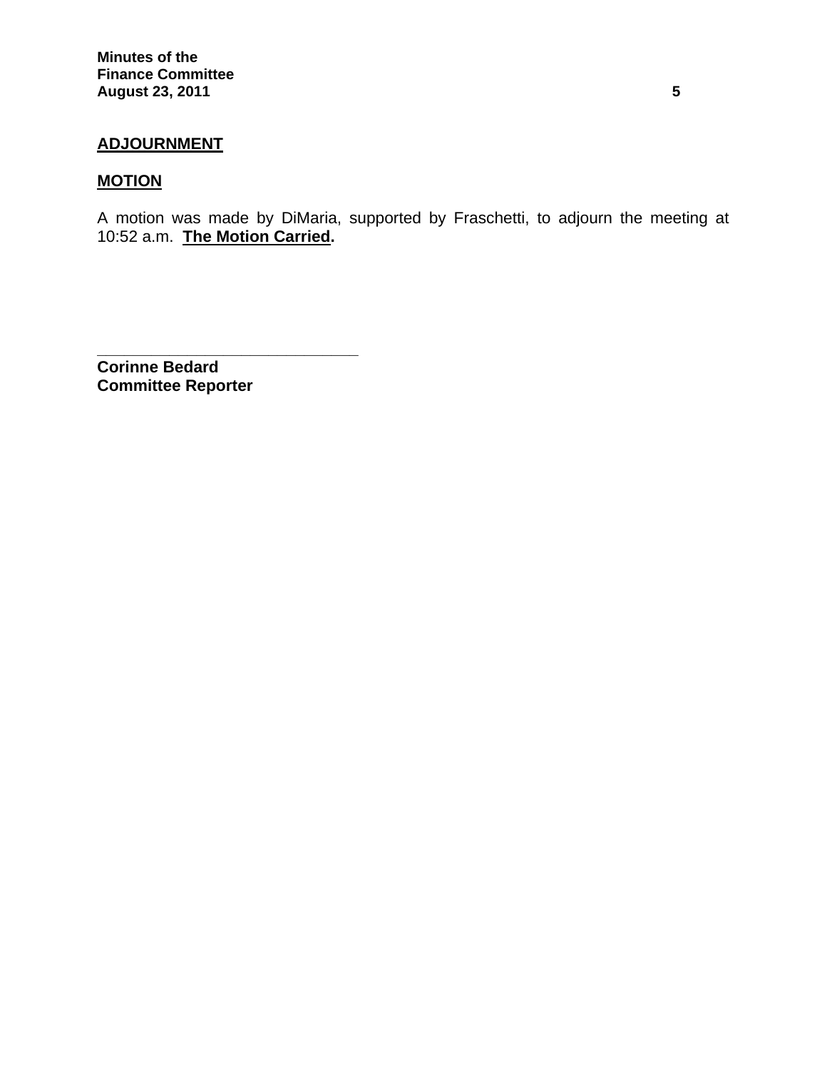**ADJOURNMENT**

**MOTION**

A motion was made by DiMaria, supported by Fraschetti, to adjourn the meeting at 10:52 a.m. **The Motion Carried.**

\_\_\_\_\_\_\_\_\_\_\_\_\_\_\_\_\_\_\_\_\_\_\_\_\_\_\_\_\_\_

**Corinne Bedard**
**Committee Reporter**